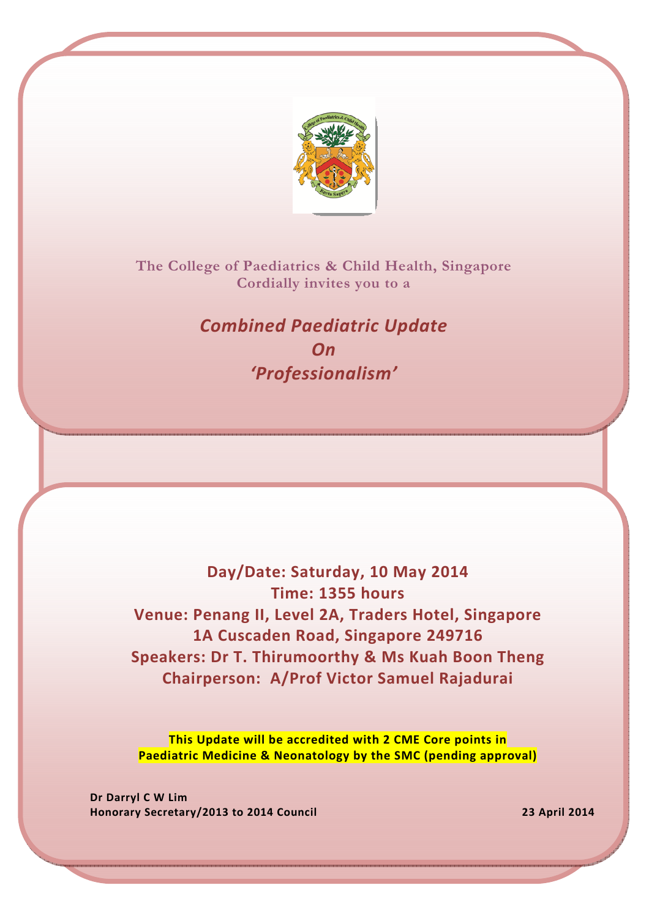The College of Paediatrics & Child Health, Singapore
Cordially invites you to a

# *Combined Paediatric Update On 'Professionalism'*

**Day/Date: Saturday, 10 May 2014**
**Time: 1355 hours**
**Venue: Penang II, Level 2A, Traders Hotel, Singapore**
**1A Cuscaden Road, Singapore 249716**
**Speakers: Dr T. Thirumoorthy & Ms Kuah Boon Theng**
**Chairperson: A/Prof Victor Samuel Rajadurai**

**This Update will be accredited with 2 CME Core points in Paediatric Medicine & Neonatology by the SMC (pending approval)**

**Dr Darryl C W Lim**
**Honorary Secretary/2013 to 2014 Council**

**23 April 2014**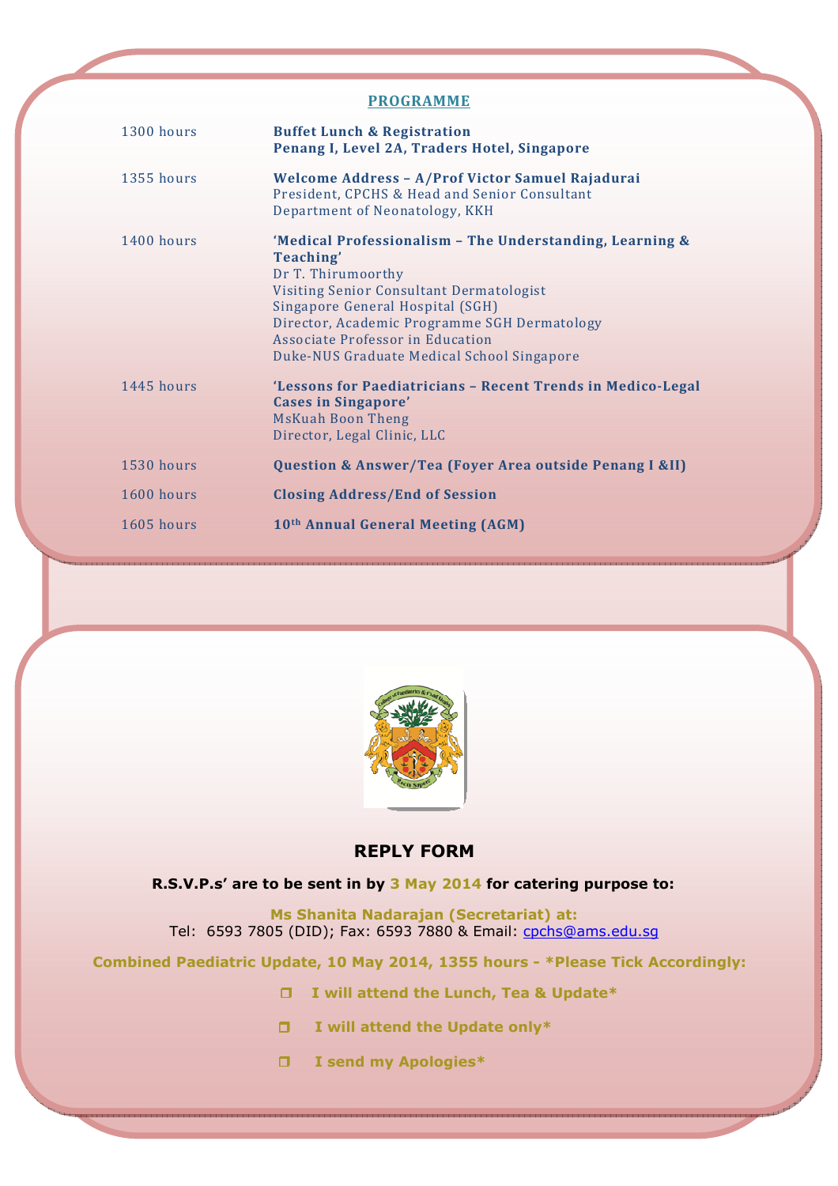## PROGRAMME

| | |
|---|---|
| 1300 hours | **Buffet Lunch & Registration**<br>**Penang I, Level 2A, Traders Hotel, Singapore** |
| 1355 hours | **Welcome Address – A/Prof Victor Samuel Rajadurai**<br>President, CPCHS & Head and Senior Consultant<br>Department of Neonatology, KKH |
| 1400 hours | **'Medical Professionalism – The Understanding, Learning & Teaching'**<br>Dr T. Thirumoorthy<br>Visiting Senior Consultant Dermatologist<br>Singapore General Hospital (SGH)<br>Director, Academic Programme SGH Dermatology<br>Associate Professor in Education<br>Duke-NUS Graduate Medical School Singapore |
| 1445 hours | **'Lessons for Paediatricians – Recent Trends in Medico-Legal Cases in Singapore'**<br>MsKuah Boon Theng<br>Director, Legal Clinic, LLC |
| 1530 hours | **Question & Answer/Tea (Foyer Area outside Penang I &II)** |
| 1600 hours | **Closing Address/End of Session** |
| 1605 hours | **10th Annual General Meeting (AGM)** |

## REPLY FORM

**R.S.V.P.s' are to be sent in by 3 May 2014 for catering purpose to:**

**Ms Shanita Nadarajan (Secretariat) at:**
Tel: 6593 7805 (DID); Fax: 6593 7880 & Email: cpchs@ams.edu.sg

**Combined Paediatric Update, 10 May 2014, 1355 hours - *Please Tick Accordingly:**

- ❐ **I will attend the Lunch, Tea & Update***
- ❐ **I will attend the Update only***
- ❐ **I send my Apologies***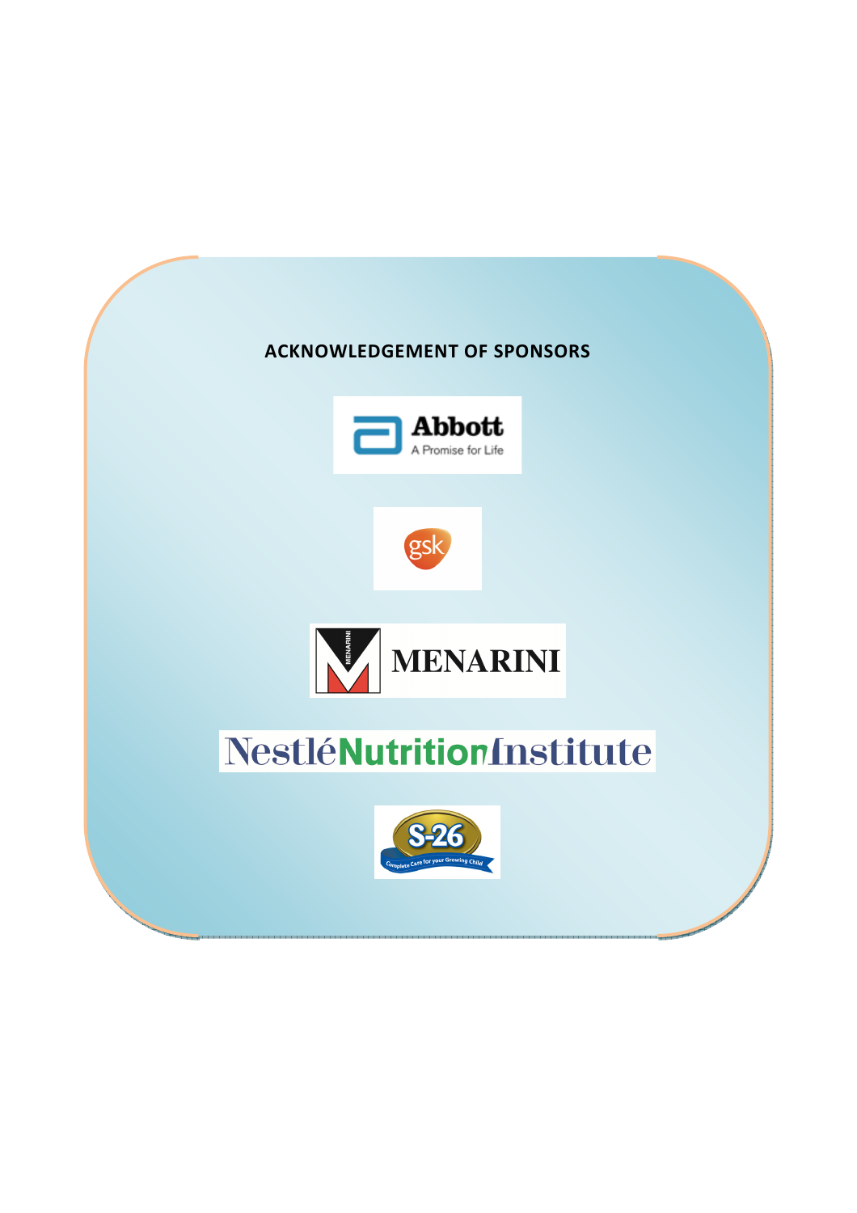**ACKNOWLEDGEMENT OF SPONSORS**

Abbott
A Promise for Life

gsk

MENARINI

NestléNutritionInstitute

S-26
Complete Care for your Growing Child